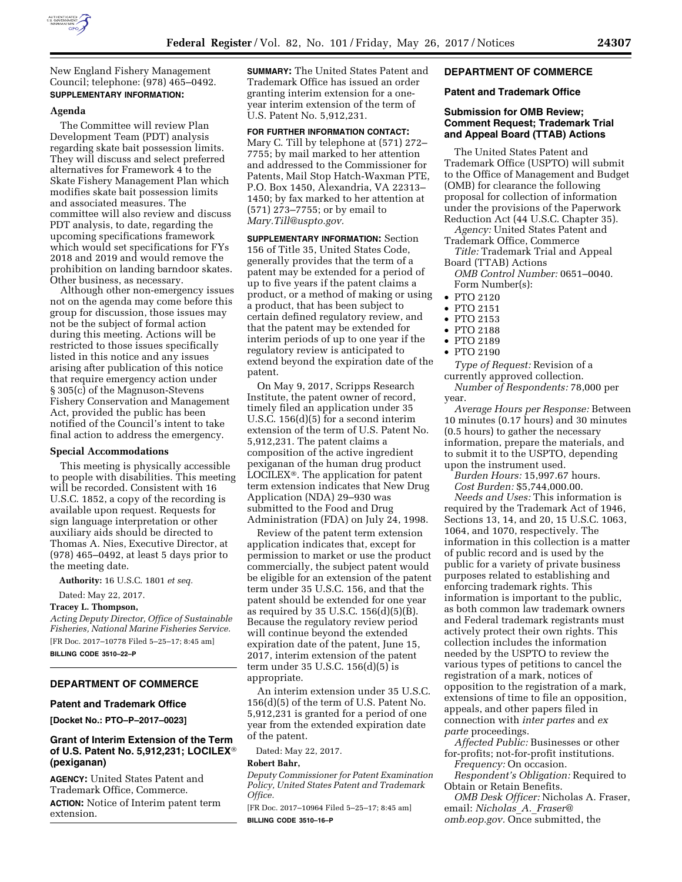New England Fishery Management Council; telephone: (978) 465–0492.

**SUPPLEMENTARY INFORMATION:**

## Agenda

The Committee will review Plan Development Team (PDT) analysis regarding skate bait possession limits. They will discuss and select preferred alternatives for Framework 4 to the Skate Fishery Management Plan which modifies skate bait possession limits and associated measures. The committee will also review and discuss PDT analysis, to date, regarding the upcoming specifications framework which would set specifications for FYs 2018 and 2019 and would remove the prohibition on landing barndoor skates. Other business, as necessary.

Although other non-emergency issues not on the agenda may come before this group for discussion, those issues may not be the subject of formal action during this meeting. Actions will be restricted to those issues specifically listed in this notice and any issues arising after publication of this notice that require emergency action under § 305(c) of the Magnuson-Stevens Fishery Conservation and Management Act, provided the public has been notified of the Council's intent to take final action to address the emergency.

## Special Accommodations

This meeting is physically accessible to people with disabilities. This meeting will be recorded. Consistent with 16 U.S.C. 1852, a copy of the recording is available upon request. Requests for sign language interpretation or other auxiliary aids should be directed to Thomas A. Nies, Executive Director, at (978) 465–0492, at least 5 days prior to the meeting date.

**Authority:** 16 U.S.C. 1801 *et seq.*

Dated: May 22, 2017.

**Tracey L. Thompson,**

*Acting Deputy Director, Office of Sustainable Fisheries, National Marine Fisheries Service.*

[FR Doc. 2017–10778 Filed 5–25–17; 8:45 am]

**BILLING CODE 3510–22–P**

---

## DEPARTMENT OF COMMERCE

### Patent and Trademark Office

**[Docket No.: PTO–P–2017–0023]**

### Grant of Interim Extension of the Term of U.S. Patent No. 5,912,231; LOCILEX® (pexiganan)

**AGENCY:** United States Patent and Trademark Office, Commerce.

**ACTION:** Notice of Interim patent term extension.

**SUMMARY:** The United States Patent and Trademark Office has issued an order granting interim extension for a one-year interim extension of the term of U.S. Patent No. 5,912,231.

**FOR FURTHER INFORMATION CONTACT:** Mary C. Till by telephone at (571) 272–7755; by mail marked to her attention and addressed to the Commissioner for Patents, Mail Stop Hatch-Waxman PTE, P.O. Box 1450, Alexandria, VA 22313–1450; by fax marked to her attention at (571) 273–7755; or by email to *Mary.Till@uspto.gov.*

**SUPPLEMENTARY INFORMATION:** Section 156 of Title 35, United States Code, generally provides that the term of a patent may be extended for a period of up to five years if the patent claims a product, or a method of making or using a product, that has been subject to certain defined regulatory review, and that the patent may be extended for interim periods of up to one year if the regulatory review is anticipated to extend beyond the expiration date of the patent.

On May 9, 2017, Scripps Research Institute, the patent owner of record, timely filed an application under 35 U.S.C. 156(d)(5) for a second interim extension of the term of U.S. Patent No. 5,912,231. The patent claims a composition of the active ingredient pexiganan of the human drug product LOCILEX®. The application for patent term extension indicates that New Drug Application (NDA) 29–930 was submitted to the Food and Drug Administration (FDA) on July 24, 1998.

Review of the patent term extension application indicates that, except for permission to market or use the product commercially, the subject patent would be eligible for an extension of the patent term under 35 U.S.C. 156, and that the patent should be extended for one year as required by 35 U.S.C. 156(d)(5)(B). Because the regulatory review period will continue beyond the extended expiration date of the patent, June 15, 2017, interim extension of the patent term under 35 U.S.C. 156(d)(5) is appropriate.

An interim extension under 35 U.S.C. 156(d)(5) of the term of U.S. Patent No. 5,912,231 is granted for a period of one year from the extended expiration date of the patent.

Dated: May 22, 2017.

**Robert Bahr,**

*Deputy Commissioner for Patent Examination Policy, United States Patent and Trademark Office.*

[FR Doc. 2017–10964 Filed 5–25–17; 8:45 am]

**BILLING CODE 3510–16–P**

---

## DEPARTMENT OF COMMERCE

### Patent and Trademark Office

### Submission for OMB Review; Comment Request; Trademark Trial and Appeal Board (TTAB) Actions

The United States Patent and Trademark Office (USPTO) will submit to the Office of Management and Budget (OMB) for clearance the following proposal for collection of information under the provisions of the Paperwork Reduction Act (44 U.S.C. Chapter 35).

*Agency:* United States Patent and Trademark Office, Commerce

*Title:* Trademark Trial and Appeal Board (TTAB) Actions

*OMB Control Number:* 0651–0040.

Form Number(s):

- PTO 2120
- PTO 2151
- PTO 2153
- PTO 2188
- PTO 2189
- PTO 2190

*Type of Request:* Revision of a currently approved collection.

*Number of Respondents:* 78,000 per year.

*Average Hours per Response:* Between 10 minutes (0.17 hours) and 30 minutes (0.5 hours) to gather the necessary information, prepare the materials, and to submit it to the USPTO, depending upon the instrument used.

*Burden Hours:* 15,997.67 hours.

*Cost Burden:* $5,744,000.00.

*Needs and Uses:* This information is required by the Trademark Act of 1946, Sections 13, 14, and 20, 15 U.S.C. 1063, 1064, and 1070, respectively. The information in this collection is a matter of public record and is used by the public for a variety of private business purposes related to establishing and enforcing trademark rights. This information is important to the public, as both common law trademark owners and Federal trademark registrants must actively protect their own rights. This collection includes the information needed by the USPTO to review the various types of petitions to cancel the registration of a mark, notices of opposition to the registration of a mark, extensions of time to file an opposition, appeals, and other papers filed in connection with *inter partes* and *ex parte* proceedings.

*Affected Public:* Businesses or other for-profits; not-for-profit institutions.

*Frequency:* On occasion.

*Respondent's Obligation:* Required to Obtain or Retain Benefits.

*OMB Desk Officer:* Nicholas A. Fraser, email: *Nicholas_A._Fraser@omb.eop.gov.* Once submitted, the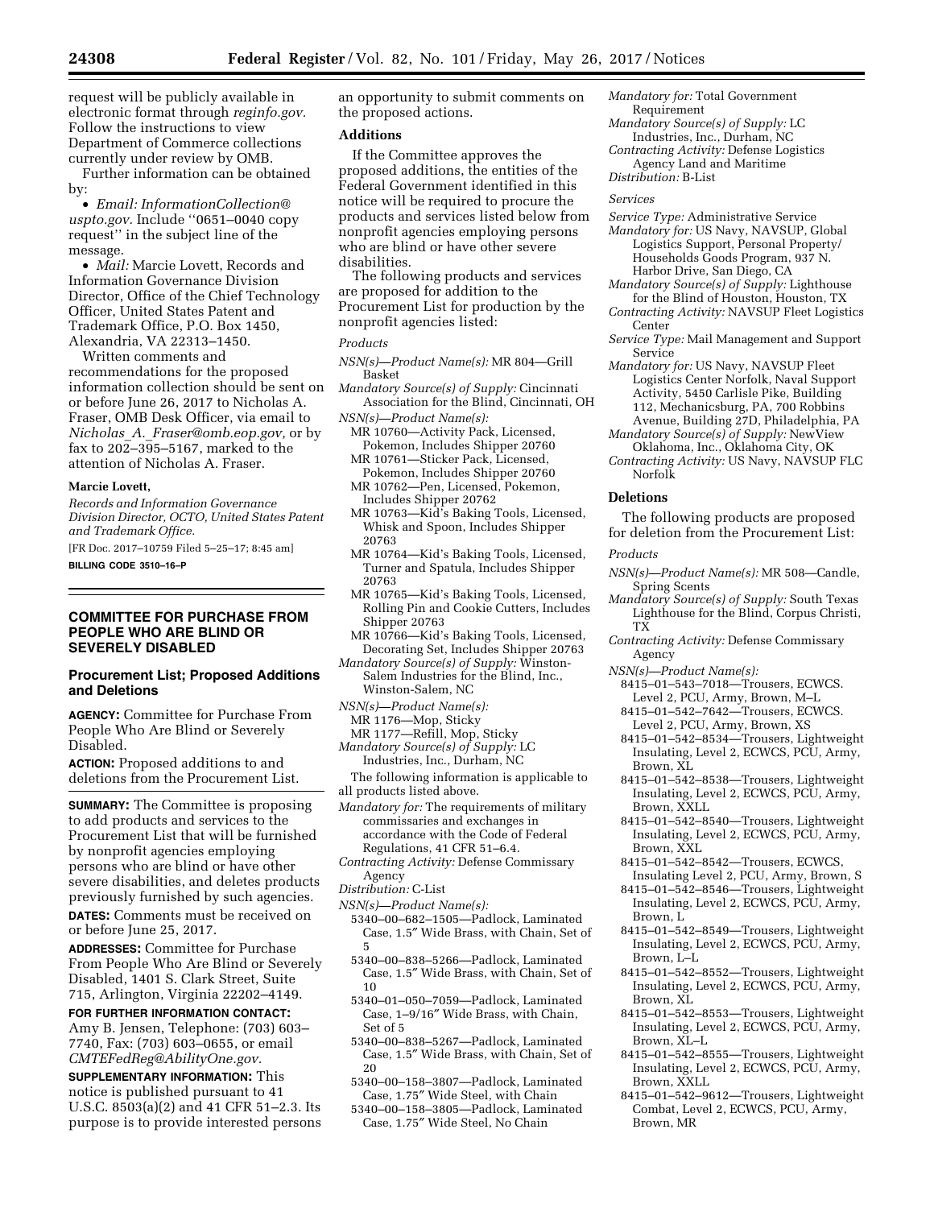request will be publicly available in electronic format through *reginfo.gov.* Follow the instructions to view Department of Commerce collections currently under review by OMB.

Further information can be obtained by:

- *Email: InformationCollection@uspto.gov.* Include ''0651–0040 copy request'' in the subject line of the message.
- *Mail:* Marcie Lovett, Records and Information Governance Division Director, Office of the Chief Technology Officer, United States Patent and Trademark Office, P.O. Box 1450, Alexandria, VA 22313–1450.

Written comments and recommendations for the proposed information collection should be sent on or before June 26, 2017 to Nicholas A. Fraser, OMB Desk Officer, via email to *Nicholas_A._Fraser@omb.eop.gov,* or by fax to 202–395–5167, marked to the attention of Nicholas A. Fraser.

**Marcie Lovett,**

*Records and Information Governance Division Director, OCTO, United States Patent and Trademark Office.*

[FR Doc. 2017–10759 Filed 5–25–17; 8:45 am]

**BILLING CODE 3510–16–P**

## COMMITTEE FOR PURCHASE FROM PEOPLE WHO ARE BLIND OR SEVERELY DISABLED

### Procurement List; Proposed Additions and Deletions

**AGENCY:** Committee for Purchase From People Who Are Blind or Severely Disabled.

**ACTION:** Proposed additions to and deletions from the Procurement List.

**SUMMARY:** The Committee is proposing to add products and services to the Procurement List that will be furnished by nonprofit agencies employing persons who are blind or have other severe disabilities, and deletes products previously furnished by such agencies.

**DATES:** Comments must be received on or before June 25, 2017.

**ADDRESSES:** Committee for Purchase From People Who Are Blind or Severely Disabled, 1401 S. Clark Street, Suite 715, Arlington, Virginia 22202–4149.

**FOR FURTHER INFORMATION CONTACT:** Amy B. Jensen, Telephone: (703) 603–7740, Fax: (703) 603–0655, or email *CMTEFedReg@AbilityOne.gov.*

**SUPPLEMENTARY INFORMATION:** This notice is published pursuant to 41 U.S.C. 8503(a)(2) and 41 CFR 51–2.3. Its purpose is to provide interested persons an opportunity to submit comments on the proposed actions.

### Additions

If the Committee approves the proposed additions, the entities of the Federal Government identified in this notice will be required to procure the products and services listed below from nonprofit agencies employing persons who are blind or have other severe disabilities.

The following products and services are proposed for addition to the Procurement List for production by the nonprofit agencies listed:

*Products*

*NSN(s)—Product Name(s):* MR 804—Grill Basket

*Mandatory Source(s) of Supply:* Cincinnati Association for the Blind, Cincinnati, OH

*NSN(s)—Product Name(s):*

MR 10760—Activity Pack, Licensed, Pokemon, Includes Shipper 20760

MR 10761—Sticker Pack, Licensed, Pokemon, Includes Shipper 20760

MR 10762—Pen, Licensed, Pokemon, Includes Shipper 20762

MR 10763—Kid's Baking Tools, Licensed, Whisk and Spoon, Includes Shipper 20763

MR 10764—Kid's Baking Tools, Licensed, Turner and Spatula, Includes Shipper 20763

MR 10765—Kid's Baking Tools, Licensed, Rolling Pin and Cookie Cutters, Includes Shipper 20763

MR 10766—Kid's Baking Tools, Licensed, Decorating Set, Includes Shipper 20763

*Mandatory Source(s) of Supply:* Winston-Salem Industries for the Blind, Inc., Winston-Salem, NC

*NSN(s)—Product Name(s):*

MR 1176—Mop, Sticky

MR 1177—Refill, Mop, Sticky

*Mandatory Source(s) of Supply:* LC Industries, Inc., Durham, NC

The following information is applicable to all products listed above.

*Mandatory for:* The requirements of military commissaries and exchanges in accordance with the Code of Federal Regulations, 41 CFR 51–6.4.

*Contracting Activity:* Defense Commissary Agency

*Distribution:* C-List

*NSN(s)—Product Name(s):*

5340–00–682–1505—Padlock, Laminated Case, 1.5″ Wide Brass, with Chain, Set of 5

5340–00–838–5266—Padlock, Laminated Case, 1.5″ Wide Brass, with Chain, Set of 10

5340–01–050–7059—Padlock, Laminated Case, 1–9/16″ Wide Brass, with Chain, Set of 5

5340–00–838–5267—Padlock, Laminated Case, 1.5″ Wide Brass, with Chain, Set of 20

5340–00–158–3807—Padlock, Laminated Case, 1.75″ Wide Steel, with Chain

5340–00–158–3805—Padlock, Laminated Case, 1.75″ Wide Steel, No Chain

*Mandatory for:* Total Government Requirement

*Mandatory Source(s) of Supply:* LC Industries, Inc., Durham, NC

*Contracting Activity:* Defense Logistics Agency Land and Maritime

*Distribution:* B-List

*Services*

*Service Type:* Administrative Service

*Mandatory for:* US Navy, NAVSUP, Global Logistics Support, Personal Property/Households Goods Program, 937 N. Harbor Drive, San Diego, CA

*Mandatory Source(s) of Supply:* Lighthouse for the Blind of Houston, Houston, TX

*Contracting Activity:* NAVSUP Fleet Logistics Center

*Service Type:* Mail Management and Support Service

*Mandatory for:* US Navy, NAVSUP Fleet Logistics Center Norfolk, Naval Support Activity, 5450 Carlisle Pike, Building 112, Mechanicsburg, PA, 700 Robbins Avenue, Building 27D, Philadelphia, PA

*Mandatory Source(s) of Supply:* NewView Oklahoma, Inc., Oklahoma City, OK

*Contracting Activity:* US Navy, NAVSUP FLC Norfolk

### Deletions

The following products are proposed for deletion from the Procurement List:

*Products*

*NSN(s)—Product Name(s):* MR 508—Candle, Spring Scents

*Mandatory Source(s) of Supply:* South Texas Lighthouse for the Blind, Corpus Christi, TX

*Contracting Activity:* Defense Commissary Agency

*NSN(s)—Product Name(s):*

8415–01–543–7018—Trousers, ECWCS. Level 2, PCU, Army, Brown, M–L

8415–01–542–7642—Trousers, ECWCS. Level 2, PCU, Army, Brown, XS

8415–01–542–8534—Trousers, Lightweight Insulating, Level 2, ECWCS, PCU, Army, Brown, XL

8415–01–542–8538—Trousers, Lightweight Insulating, Level 2, ECWCS, PCU, Army, Brown, XXLL

8415–01–542–8540—Trousers, Lightweight Insulating, Level 2, ECWCS, PCU, Army, Brown, XXL

8415–01–542–8542—Trousers, ECWCS, Insulating Level 2, PCU, Army, Brown, S

8415–01–542–8546—Trousers, Lightweight Insulating, Level 2, ECWCS, PCU, Army, Brown, L

8415–01–542–8549—Trousers, Lightweight Insulating, Level 2, ECWCS, PCU, Army, Brown, L–L

8415–01–542–8552—Trousers, Lightweight Insulating, Level 2, ECWCS, PCU, Army, Brown, XL

8415–01–542–8553—Trousers, Lightweight Insulating, Level 2, ECWCS, PCU, Army, Brown, XL–L

8415–01–542–8555—Trousers, Lightweight Insulating, Level 2, ECWCS, PCU, Army, Brown, XXLL

8415–01–542–9612—Trousers, Lightweight Combat, Level 2, ECWCS, PCU, Army, Brown, MR